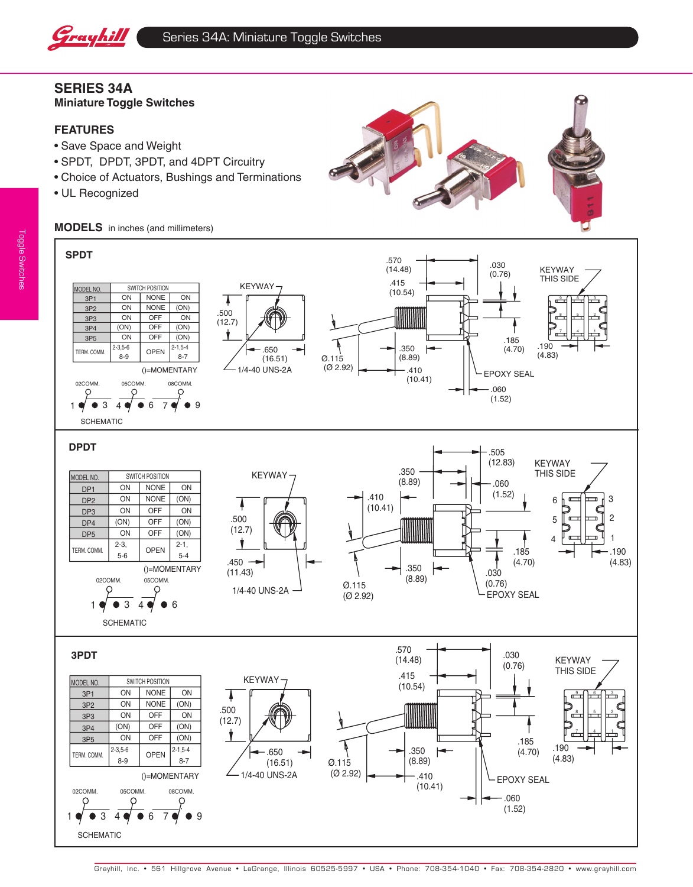## SERIES 34A

**Miniature Toggle Switches**

### FEATURES

- Save Space and Weight
- SPDT, DPDT, 3PDT, and 4DPT Circuitry
- Choice of Actuators, Bushings and Terminations
- UL Recognized

### MODELS in inches (and millimeters)

#### SPDT

| MODEL NO. | SWITCH POSITION | | |
|---|---|---|---|
| 3P1 | ON | NONE | ON |
| 3P2 | ON | NONE | (ON) |
| 3P3 | ON | OFF | ON |
| 3P4 | (ON) | OFF | (ON) |
| 3P5 | ON | OFF | (ON) |
| TERM. COMM. | 2-3,5-6 8-9 | OPEN | 2-1,5-4 8-7 |

()=MOMENTARY

02COMM. 05COMM. 08COMM.

1 3 4 6 7 9

SCHEMATIC

KEYWAY

.500 (12.7)

.650 (16.51)

1/4-40 UNS-2A

.570 (14.48)

.415 (10.54)

.030 (0.76)

Ø.115 (Ø 2.92)

.350 (8.89)

.410 (10.41)

.185 (4.70)

EPOXY SEAL

.060 (1.52)

KEYWAY THIS SIDE

.190 (4.83)

#### DPDT

| MODEL NO. | SWITCH POSITION | | |
|---|---|---|---|
| DP1 | ON | NONE | ON |
| DP2 | ON | NONE | (ON) |
| DP3 | ON | OFF | ON |
| DP4 | (ON) | OFF | (ON) |
| DP5 | ON | OFF | (ON) |
| TERM. COMM. | 2-3, 5-6 | OPEN | 2-1, 5-4 |

()=MOMENTARY

02COMM. 05COMM.

1 3 4 6

SCHEMATIC

KEYWAY

.500 (12.7)

.450 (11.43)

1/4-40 UNS-2A

.350 (8.89)

.410 (10.41)

.505 (12.83)

.060 (1.52)

Ø.115 (Ø 2.92)

.350 (8.89)

.030 (0.76)

.185 (4.70)

EPOXY SEAL

KEYWAY THIS SIDE

6 3 5 2 4 1

.190 (4.83)

#### 3PDT

| MODEL NO. | SWITCH POSITION | | |
|---|---|---|---|
| 3P1 | ON | NONE | ON |
| 3P2 | ON | NONE | (ON) |
| 3P3 | ON | OFF | ON |
| 3P4 | (ON) | OFF | (ON) |
| 3P5 | ON | OFF | (ON) |
| TERM. COMM. | 2-3,5-6 8-9 | OPEN | 2-1,5-4 8-7 |

()=MOMENTARY

02COMM. 05COMM. 08COMM.

1 3 4 6 7 9

SCHEMATIC

KEYWAY

.500 (12.7)

.650 (16.51)

1/4-40 UNS-2A

.570 (14.48)

.415 (10.54)

.030 (0.76)

Ø.115 (Ø 2.92)

.350 (8.89)

.410 (10.41)

.185 (4.70)

EPOXY SEAL

.060 (1.52)

KEYWAY THIS SIDE

.190 (4.83)

Grayhill, Inc. • 561 Hillgrove Avenue • LaGrange, Illinois 60525-5997 • USA • Phone: 708-354-1040 • Fax: 708-354-2820 • www.grayhill.com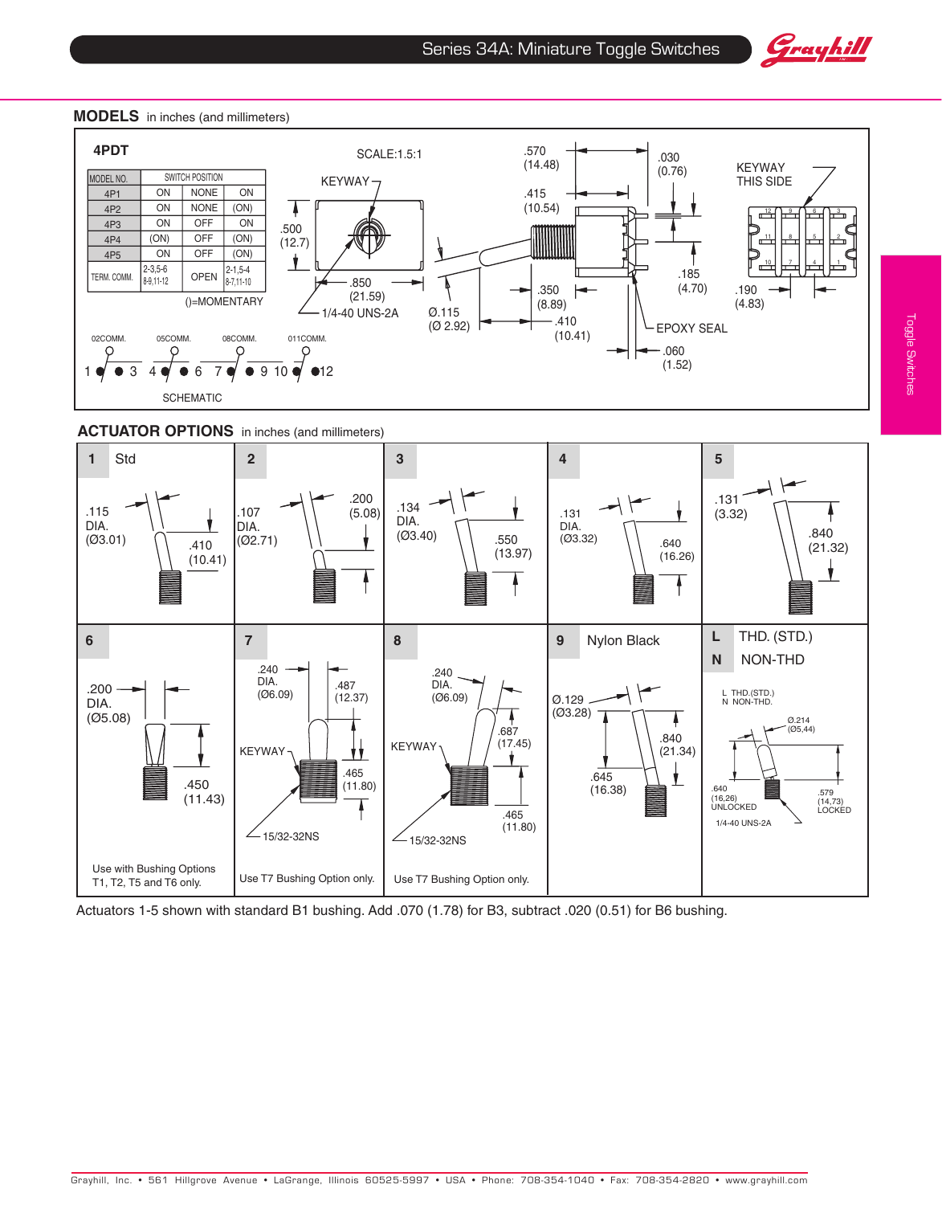## MODELS in inches (and millimeters)

### 4PDT

| MODEL NO. | SWITCH POSITION | | |
|---|---|---|---|
| 4P1 | ON | NONE | ON |
| 4P2 | ON | NONE | (ON) |
| 4P3 | ON | OFF | ON |
| 4P4 | (ON) | OFF | (ON) |
| 4P5 | ON | OFF | (ON) |
| TERM. COMM. | 2-3,5-6 8-9,11-12 | OPEN | 2-1,5-4 8-7,11-10 |

()=MOMENTARY

SCALE:1.5:1

KEYWAY

.500 (12.7)

.850 (21.59)

1/4-40 UNS-2A

Ø.115 (Ø 2.92)

.570 (14.48)

.415 (10.54)

.350 (8.89)

.410 (10.41)

.030 (0.76)

.185 (4.70)

EPOXY SEAL

.060 (1.52)

KEYWAY THIS SIDE

.190 (4.83)

02COMM. 05COMM. 08COMM. 011COMM.

1 3 4 6 7 9 10 12

SCHEMATIC

## ACTUATOR OPTIONS in inches (and millimeters)

**1** Std — .115 DIA. (Ø3.01); .410 (10.41)

**2** — .107 DIA. (Ø2.71); .200 (5.08)

**3** — .134 DIA. (Ø3.40); .550 (13.97)

**4** — .131 DIA. (Ø3.32); .640 (16.26)

**5** — .131 (3.32); .840 (21.32)

**6** — .200 DIA. (Ø5.08); .450 (11.43)

Use with Bushing Options T1, T2, T5 and T6 only.

**7** — .240 DIA. (Ø6.09); .487 (12.37); KEYWAY; .465 (11.80); 15/32-32NS

Use T7 Bushing Option only.

**8** — .240 DIA. (Ø6.09); .687 (17.45); KEYWAY; .465 (11.80); 15/32-32NS

Use T7 Bushing Option only.

**9** Nylon Black — Ø.129 (Ø3.28); .840 (21.34); .645 (16.38)

**L** THD. (STD.)

**N** NON-THD

L THD.(STD.)
N NON-THD.

Ø.214 (Ø5,44)

.640 (16,26) UNLOCKED

.579 (14,73) LOCKED

1/4-40 UNS-2A

Actuators 1-5 shown with standard B1 bushing. Add .070 (1.78) for B3, subtract .020 (0.51) for B6 bushing.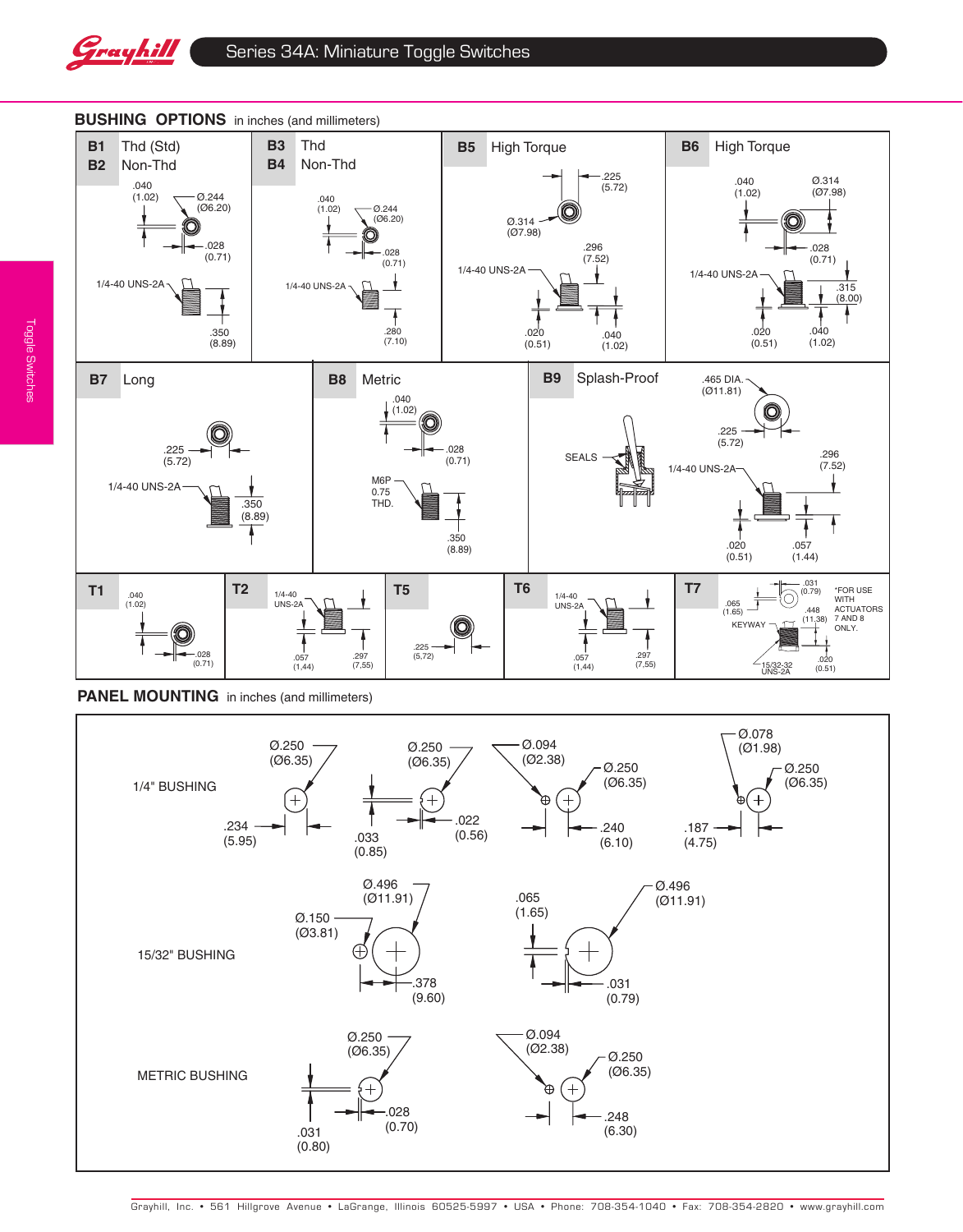## BUSHING OPTIONS in inches (and millimeters)

**B1** Thd (Std)
**B2** Non-Thd

.040 (1.02)
Ø.244 (Ø6.20)
.028 (0.71)
1/4-40 UNS-2A
.350 (8.89)

**B3** Thd
**B4** Non-Thd

.040 (1.02)
Ø.244 (Ø6.20)
.028 (0.71)
1/4-40 UNS-2A
.280 (7.10)

**B5** High Torque

.225 (5.72)
Ø.314 (Ø7.98)
.296 (7.52)
1/4-40 UNS-2A
.020 (0.51)
.040 (1.02)

**B6** High Torque

.040 (1.02)
Ø.314 (Ø7.98)
.028 (0.71)
1/4-40 UNS-2A
.315 (8.00)
.020 (0.51)
.040 (1.02)

**B7** Long

.225 (5.72)
1/4-40 UNS-2A
.350 (8.89)

**B8** Metric

.040 (1.02)
.028 (0.71)
M6P 0.75 THD.
.350 (8.89)

**B9** Splash-Proof

.465 DIA. (Ø11.81)
SEALS
.225 (5.72)
1/4-40 UNS-2A
.296 (7.52)
.020 (0.51)
.057 (1.44)

**T1**

.040 (1.02)
.028 (0.71)

**T2**

1/4-40 UNS-2A
.057 (1,44)
.297 (7,55)

**T5**

.225 (5,72)

**T6**

1/4-40 UNS-2A
.057 (1,44)
.297 (7,55)

**T7**

.031 (0.79)
.065 (1.65)
KEYWAY
.448 (11,38)
15/32-32 UNS-2A
.020 (0.51)
*FOR USE WITH ACTUATORS 7 AND 8 ONLY.

## PANEL MOUNTING in inches (and millimeters)

**1/4" BUSHING**

Ø.250 (Ø6.35)
.234 (5.95)
Ø.250 (Ø6.35)
.033 (0.85)
.022 (0.56)
Ø.094 (Ø2.38)
Ø.250 (Ø6.35)
.240 (6.10)
Ø.078 (Ø1.98)
Ø.250 (Ø6.35)
.187 (4.75)

**15/32" BUSHING**

Ø.496 (Ø11.91)
Ø.150 (Ø3.81)
.378 (9.60)
.065 (1.65)
Ø.496 (Ø11.91)
.031 (0.79)

**METRIC BUSHING**

Ø.250 (Ø6.35)
.031 (0.80)
.028 (0.70)
Ø.094 (Ø2.38)
Ø.250 (Ø6.35)
.248 (6.30)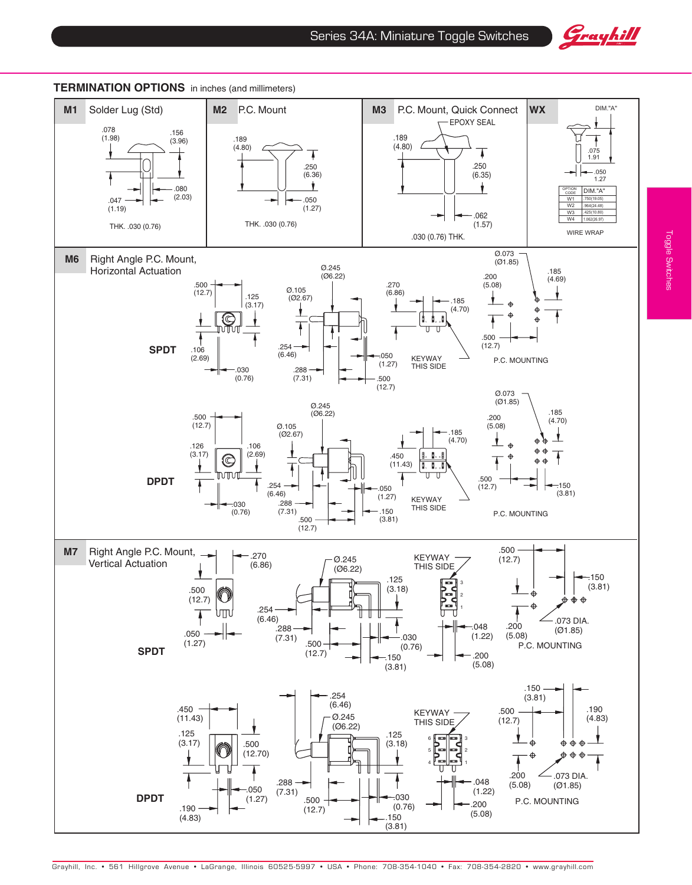## TERMINATION OPTIONS in inches (and millimeters)

### M1 Solder Lug (Std)

.078 (1.98)
.156 (3.96)
.080 (2.03)
.047 (1.19)
THK. .030 (0.76)

### M2 P.C. Mount

.189 (4.80)
.250 (6.36)
.050 (1.27)
THK. .030 (0.76)

### M3 P.C. Mount, Quick Connect

EPOXY SEAL
.189 (4.80)
.250 (6.35)
.062 (1.57)
.030 (0.76) THK.

### WX

DIM."A"
.075 1.91
.050 1.27

| OPTION CODE | DIM."A" |
|---|---|
| W1 | .750(19.05) |
| W2 | .964(24.48) |
| W3 | .425(10.80) |
| W4 | 1.062(26.97) |

WIRE WRAP

### M6 Right Angle P.C. Mount, Horizontal Actuation

**SPDT**

.500 (12.7)
.125 (3.17)
.106 (2.69)
.030 (0.76)
Ø.245 (Ø6.22)
Ø.105 (Ø2.67)
.254 (6.46)
.288 (7.31)
.050 (1.27)
.500 (12.7)
.270 (6.86)
.185 (4.70)
KEYWAY THIS SIDE
Ø.073 (Ø1.85)
.200 (5.08)
.185 (4.69)
.500 (12.7)
P.C. MOUNTING

**DPDT**

.500 (12.7)
.126 (3.17)
.106 (2.69)
.030 (0.76)
Ø.245 (Ø6.22)
Ø.105 (Ø2.67)
.254 (6.46)
.288 (7.31)
.500 (12.7)
.050 (1.27)
.150 (3.81)
.450 (11.43)
.185 (4.70)
KEYWAY THIS SIDE
Ø.073 (Ø1.85)
.200 (5.08)
.185 (4.70)
.500 (12.7)
.150 (3.81)
P.C. MOUNTING

### M7 Right Angle P.C. Mount, Vertical Actuation

**SPDT**

.270 (6.86)
.500 (12.0)
.050 (1.27)
Ø.245 (Ø6.22)
.254 (6.46)
.288 (7.31)
.500 (12.7)
.125 (3.18)
.030 (0.76)
.150 (3.81)
KEYWAY THIS SIDE
.048 (1.22)
.200 (5.08)
.500 (12.7)
.150 (3.81)
.200 (5.08)
.073 DIA. (Ø1.85)
P.C. MOUNTING

**DPDT**

.450 (11.43)
.125 (3.17)
.500 (12.70)
.050 (1.27)
.190 (4.83)
.254 (6.46)
Ø.245 (Ø6.22)
.125 (3.18)
.288 (7.31)
.500 (12.7)
.030 (0.76)
.150 (3.81)
KEYWAY THIS SIDE
.048 (1.22)
.200 (5.08)
.150 (3.81)
.500 (12.7)
.190 (4.83)
.200 (5.08)
.073 DIA. (Ø1.85)
P.C. MOUNTING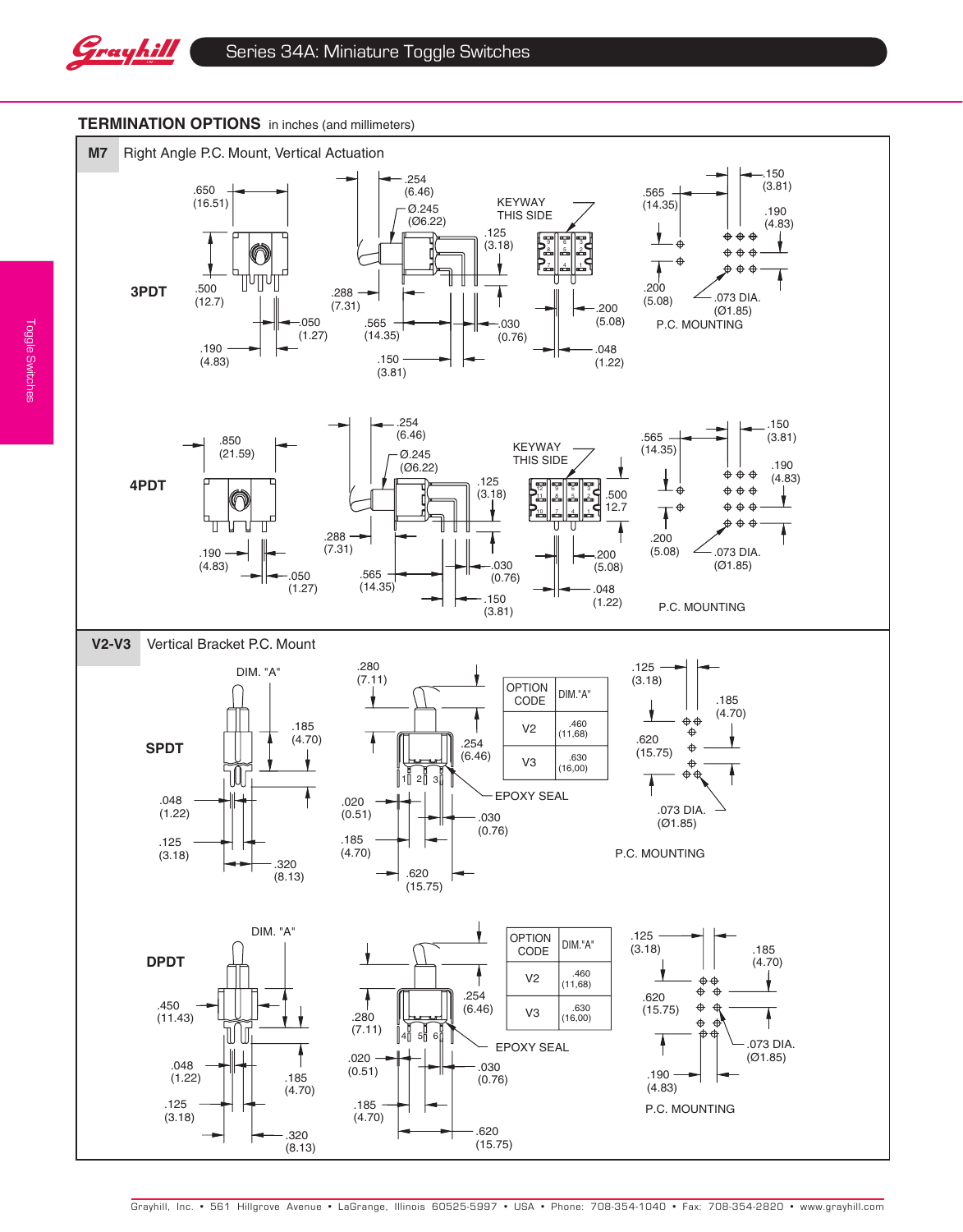## TERMINATION OPTIONS in inches (and millimeters)

### M7 Right Angle P.C. Mount, Vertical Actuation

**3PDT**

.650 (16.51)
.500 (12.7)
.190 (4.83)
.050 (1.27)
.254 (6.46)
Ø.245 (Ø6.22)
.288 (7.31)
.565 (14.35)
.150 (3.81)
.125 (3.18)
.030 (0.76)
KEYWAY THIS SIDE
.200 (5.08)
.048 (1.22)
.565 (14.35)
.150 (3.81)
.190 (4.83)
.200 (5.08)
.073 DIA. (Ø1.85)
P.C. MOUNTING

**4PDT**

.850 (21.59)
.190 (4.83)
.050 (1.27)
.254 (6.46)
Ø.245 (Ø6.22)
.288 (7.31)
.565 (14.35)
.125 (3.18)
.030 (0.76)
.150 (3.81)
KEYWAY THIS SIDE
.500 12.7
.200 (5.08)
.048 (1.22)
.565 (14.35)
.150 (3.81)
.190 (4.83)
.200 (5.08)
.073 DIA. (Ø1.85)
P.C. MOUNTING

### V2-V3 Vertical Bracket P.C. Mount

**SPDT**

DIM. "A"
.185 (4.70)
.048 (1.22)
.125 (3.18)
.320 (8.13)
.280 (7.11)
.254 (6.46)
EPOXY SEAL
.020 (0.51)
.030 (0.76)
.185 (4.70)
.620 (15.75)

| OPTION CODE | DIM."A" |
|---|---|
| V2 | .460 (11,68) |
| V3 | .630 (16,00) |

.125 (3.18)
.185 (4.70)
.620 (15.75)
.073 DIA. (Ø1.85)
P.C. MOUNTING

**DPDT**

DIM. "A"
.450 (11.43)
.048 (1.22)
.185 (4.70)
.125 (3.18)
.320 (8.13)
.280 (7.11)
.254 (6.46)
EPOXY SEAL
.020 (0.51)
.030 (0.76)
.185 (4.70)
.620 (15.75)

| OPTION CODE | DIM."A" |
|---|---|
| V2 | .460 (11,68) |
| V3 | .630 (16,00) |

.125 (3.18)
.185 (4.70)
.620 (15.75)
.073 DIA. (Ø1.85)
.190 (4.83)
P.C. MOUNTING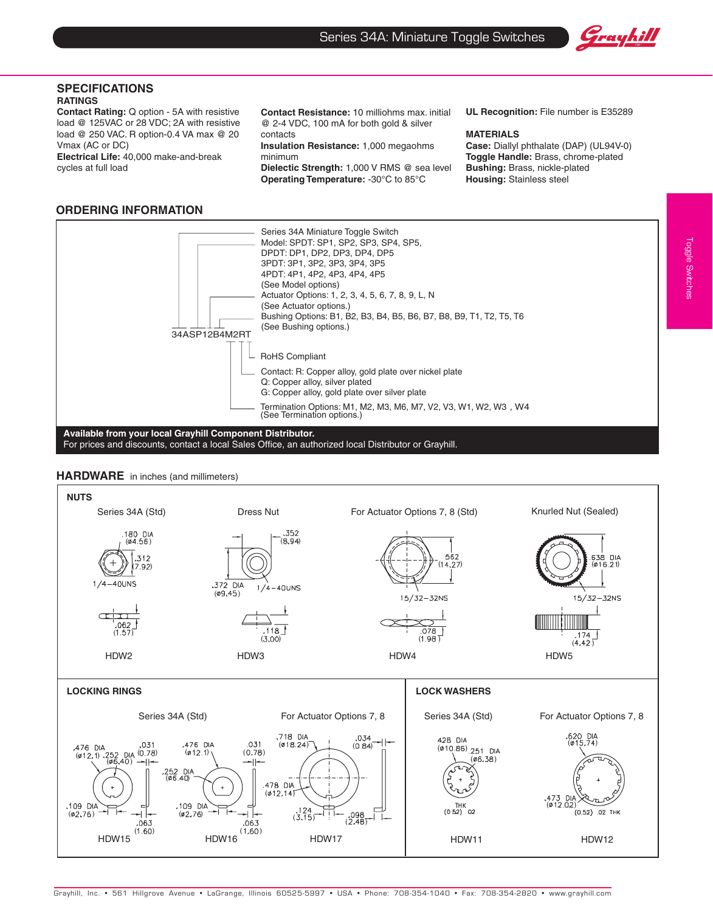## SPECIFICATIONS

### RATINGS

**Contact Rating:** Q option - 5A with resistive load @ 125VAC or 28 VDC; 2A with resistive load @ 250 VAC. R option-0.4 VA max @ 20 Vmax (AC or DC)

**Electrical Life:** 40,000 make-and-break cycles at full load

**Contact Resistance:** 10 milliohms max. initial @ 2-4 VDC, 100 mA for both gold & silver contacts

**Insulation Resistance:** 1,000 megaohms minimum

**Dielectric Strength:** 1,000 V RMS @ sea level

**Operating Temperature:** -30°C to 85°C

**UL Recognition:** File number is E35289

### MATERIALS

**Case:** Diallyl phthalate (DAP) (UL94V-0)

**Toggle Handle:** Brass, chrome-plated

**Bushing:** Brass, nickle-plated

**Housing:** Stainless steel

## ORDERING INFORMATION

34ASP12B4M2RT

- Series 34A Miniature Toggle Switch
- Model: SPDT: SP1, SP2, SP3, SP4, SP5, DPDT: DP1, DP2, DP3, DP4, DP5, 3PDT: 3P1, 3P2, 3P3, 3P4, 3P5, 4PDT: 4P1, 4P2, 4P3, 4P4, 4P5 (See Model options)
- Actuator Options: 1, 2, 3, 4, 5, 6, 7, 8, 9, L, N (See Actuator options.)
- Bushing Options: B1, B2, B3, B4, B5, B6, B7, B8, B9, T1, T2, T5, T6 (See Bushing options.)
- RoHS Compliant
- Contact: R: Copper alloy, gold plate over nickel plate; Q: Copper alloy, silver plated; G: Copper alloy, gold plate over silver plate
- Termination Options: M1, M2, M3, M6, M7, V2, V3, W1, W2, W3 , W4 (See Termination options.)

**Available from your local Grayhill Component Distributor.**
For prices and discounts, contact a local Sales Office, an authorized local Distributor or Grayhill.

## HARDWARE in inches (and millimeters)

### NUTS

Series 34A (Std)
.180 DIA (ø4.56)
.312 (7.92)
1/4–40UNS
.062 (1.57)
HDW2

Dress Nut
.352 (8.94)
.372 DIA (ø9.45)
1/4–40UNS
.118 (3.00)
HDW3

For Actuator Options 7, 8 (Std)
.562 (14.27)
15/32–32NS
.078 (1.98)
HDW4

Knurled Nut (Sealed)
.638 DIA (ø16.21)
15/32–32NS
.174 (4.42)
HDW5

### LOCKING RINGS

Series 34A (Std)
.476 DIA (ø12.1)
.252 DIA (ø6.40)
.031 (0.78)
.109 DIA (ø2.76)
.063 (1.60)
HDW15

.476 DIA (ø12.1)
.031 (0.78)
.252 DIA (ø6.40)
.109 DIA (ø2.76)
.063 (1.60)
HDW16

For Actuator Options 7, 8
.718 DIA (ø18.24)
.034 (0.84)
.478 DIA (ø12.14)
.124 (3.15)
.098 (2.48)
HDW17

### LOCK WASHERS

Series 34A (Std)
.428 DIA (ø10.86)
.251 DIA (ø6.38)
THK (0.52) .02
HDW11

For Actuator Options 7, 8
.620 DIA (ø15.74)
.473 DIA (ø12.02)
(0.52) .02 THK
HDW12